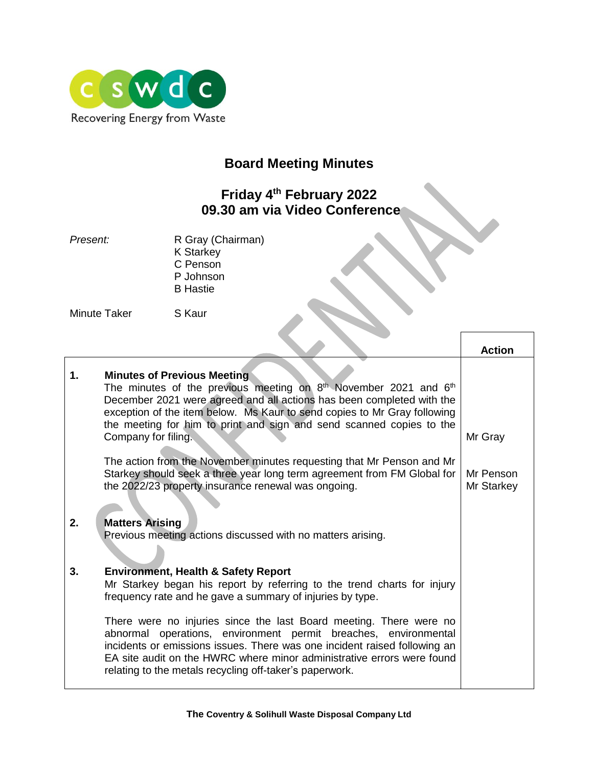cswdc

Recovering Energy from Waste

# Board Meeting Minutes

## Friday 4th February 2022
## 09.30 am via Video Conference

*Present:* R Gray (Chairman)
K Starkey
C Penson
P Johnson
B Hastie

Minute Taker S Kaur

| | | Action |
|---|---|---|
| **1.** | **Minutes of Previous Meeting**<br>The minutes of the previous meeting on 8th November 2021 and 6th December 2021 were agreed and all actions has been completed with the exception of the item below. Ms Kaur to send copies to Mr Gray following the meeting for him to print and sign and send scanned copies to the Company for filing. | Mr Gray |
| | The action from the November minutes requesting that Mr Penson and Mr Starkey should seek a three year long term agreement from FM Global for the 2022/23 property insurance renewal was ongoing. | Mr Penson<br>Mr Starkey |
| **2.** | **Matters Arising**<br>Previous meeting actions discussed with no matters arising. | |
| **3.** | **Environment, Health & Safety Report**<br>Mr Starkey began his report by referring to the trend charts for injury frequency rate and he gave a summary of injuries by type. | |
| | There were no injuries since the last Board meeting. There were no abnormal operations, environment permit breaches, environmental incidents or emissions issues. There was one incident raised following an EA site audit on the HWRC where minor administrative errors were found relating to the metals recycling off-taker's paperwork. | |

The Coventry & Solihull Waste Disposal Company Ltd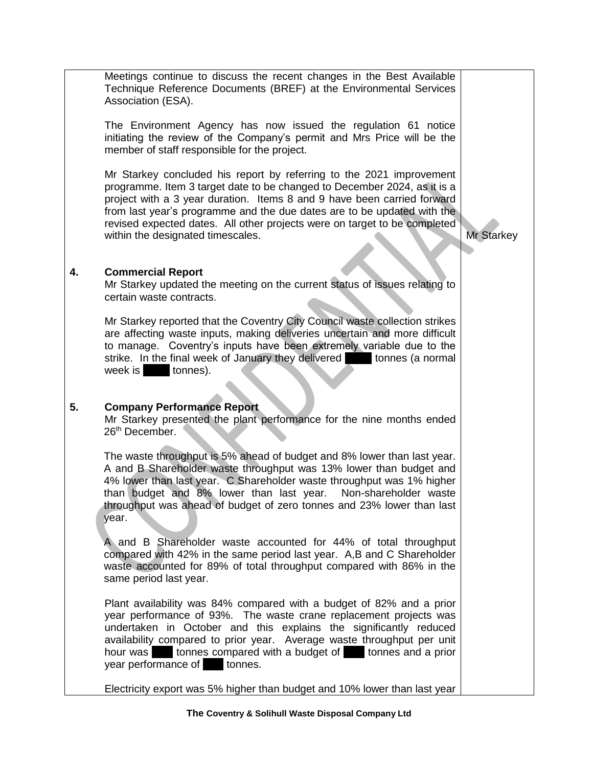Meetings continue to discuss the recent changes in the Best Available Technique Reference Documents (BREF) at the Environmental Services Association (ESA).

The Environment Agency has now issued the regulation 61 notice initiating the review of the Company's permit and Mrs Price will be the member of staff responsible for the project.

Mr Starkey concluded his report by referring to the 2021 improvement programme. Item 3 target date to be changed to December 2024, as it is a project with a 3 year duration. Items 8 and 9 have been carried forward from last year's programme and the due dates are to be updated with the revised expected dates. All other projects were on target to be completed within the designated timescales. — **Mr Starkey**

## 4. Commercial Report

Mr Starkey updated the meeting on the current status of issues relating to certain waste contracts.

Mr Starkey reported that the Coventry City Council waste collection strikes are affecting waste inputs, making deliveries uncertain and more difficult to manage. Coventry's inputs have been extremely variable due to the strike. In the final week of January they delivered ████ tonnes (a normal week is ████ tonnes).

## 5. Company Performance Report

Mr Starkey presented the plant performance for the nine months ended 26th December.

The waste throughput is 5% ahead of budget and 8% lower than last year. A and B Shareholder waste throughput was 13% lower than budget and 4% lower than last year. C Shareholder waste throughput was 1% higher than budget and 8% lower than last year. Non-shareholder waste throughput was ahead of budget of zero tonnes and 23% lower than last year.

A and B Shareholder waste accounted for 44% of total throughput compared with 42% in the same period last year. A,B and C Shareholder waste accounted for 89% of total throughput compared with 86% in the same period last year.

Plant availability was 84% compared with a budget of 82% and a prior year performance of 93%. The waste crane replacement projects was undertaken in October and this explains the significantly reduced availability compared to prior year. Average waste throughput per unit hour was ███ tonnes compared with a budget of ███ tonnes and a prior year performance of ███ tonnes.

Electricity export was 5% higher than budget and 10% lower than last year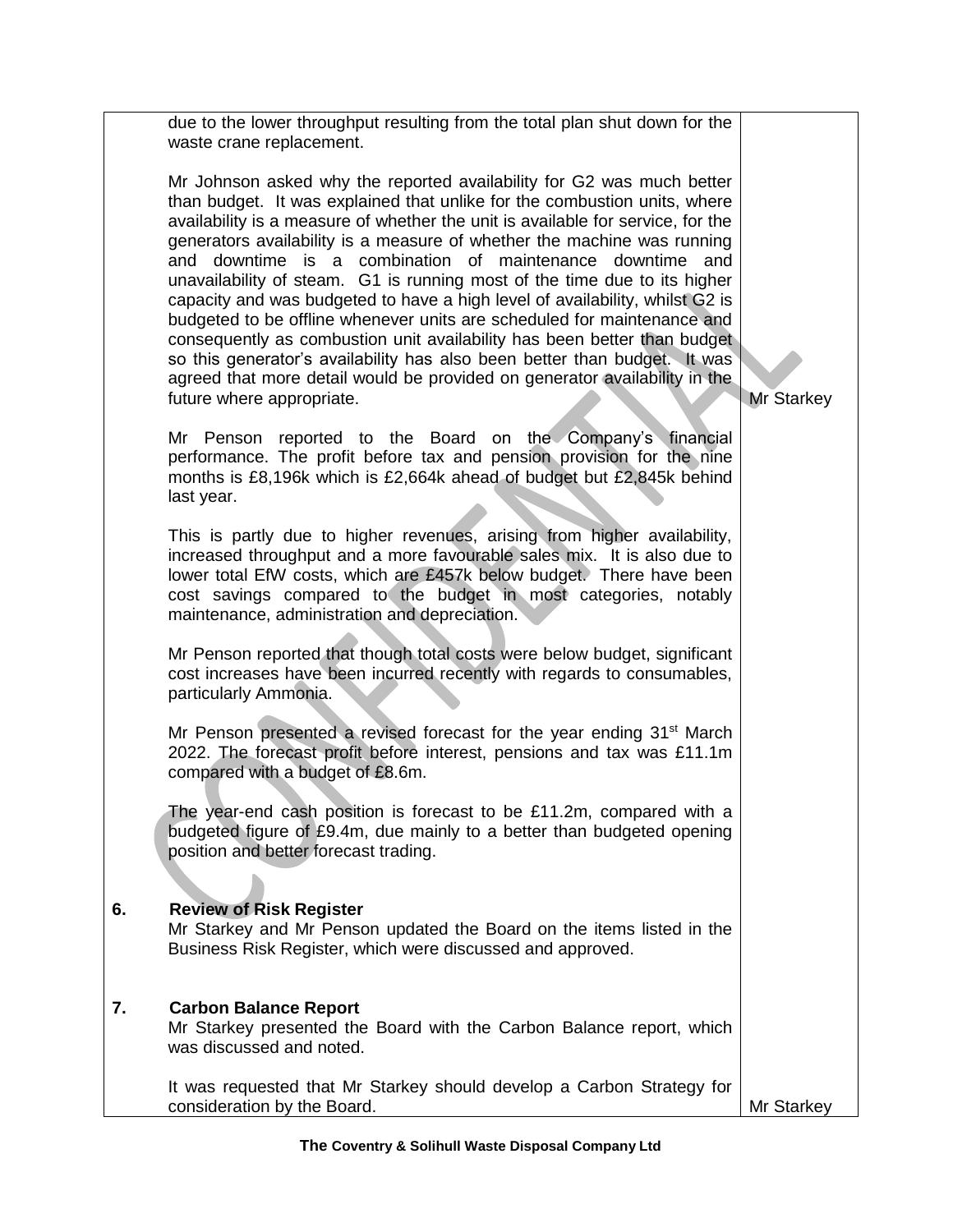| | | |
|---|---|---|
| | due to the lower throughput resulting from the total plan shut down for the waste crane replacement.<br><br>Mr Johnson asked why the reported availability for G2 was much better than budget. It was explained that unlike for the combustion units, where availability is a measure of whether the unit is available for service, for the generators availability is a measure of whether the machine was running and downtime is a combination of maintenance downtime and unavailability of steam. G1 is running most of the time due to its higher capacity and was budgeted to have a high level of availability, whilst G2 is budgeted to be offline whenever units are scheduled for maintenance and consequently as combustion unit availability has been better than budget so this generator's availability has also been better than budget. It was agreed that more detail would be provided on generator availability in the future where appropriate. | Mr Starkey |
| | Mr Penson reported to the Board on the Company's financial performance. The profit before tax and pension provision for the nine months is £8,196k which is £2,664k ahead of budget but £2,845k behind last year.<br><br>This is partly due to higher revenues, arising from higher availability, increased throughput and a more favourable sales mix. It is also due to lower total EfW costs, which are £457k below budget. There have been cost savings compared to the budget in most categories, notably maintenance, administration and depreciation.<br><br>Mr Penson reported that though total costs were below budget, significant cost increases have been incurred recently with regards to consumables, particularly Ammonia.<br><br>Mr Penson presented a revised forecast for the year ending 31st March 2022. The forecast profit before interest, pensions and tax was £11.1m compared with a budget of £8.6m.<br><br>The year-end cash position is forecast to be £11.2m, compared with a budgeted figure of £9.4m, due mainly to a better than budgeted opening position and better forecast trading. | |
| **6.** | **Review of Risk Register**<br>Mr Starkey and Mr Penson updated the Board on the items listed in the Business Risk Register, which were discussed and approved. | |
| **7.** | **Carbon Balance Report**<br>Mr Starkey presented the Board with the Carbon Balance report, which was discussed and noted.<br><br>It was requested that Mr Starkey should develop a Carbon Strategy for consideration by the Board. | Mr Starkey |

**The Coventry & Solihull Waste Disposal Company Ltd**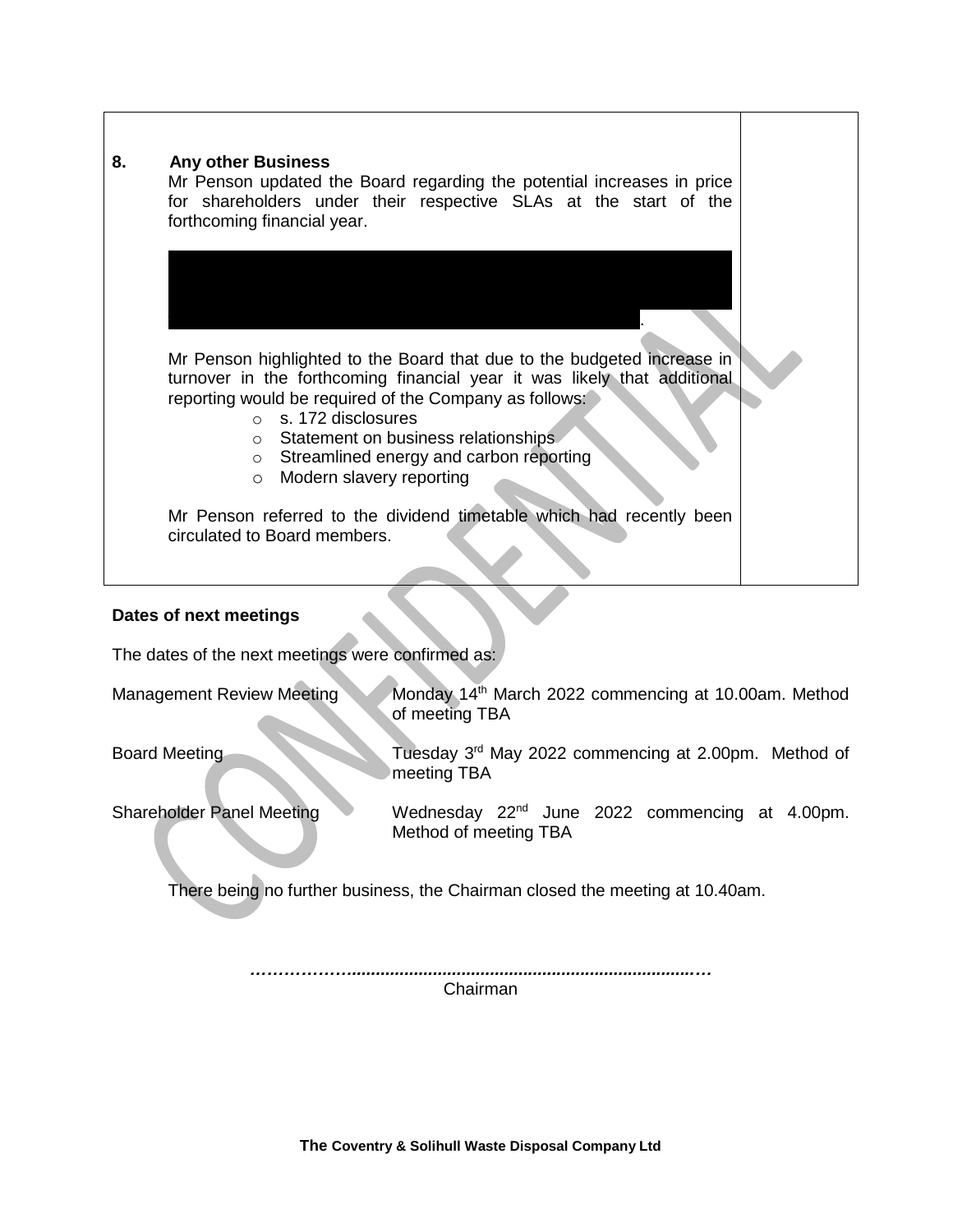| | |
|---|---|
| **8. Any other Business**<br>Mr Penson updated the Board regarding the potential increases in price for shareholders under their respective SLAs at the start of the forthcoming financial year.<br><br>[REDACTED].<br><br>Mr Penson highlighted to the Board that due to the budgeted increase in turnover in the forthcoming financial year it was likely that additional reporting would be required of the Company as follows:<br>o s. 172 disclosures<br>o Statement on business relationships<br>o Streamlined energy and carbon reporting<br>o Modern slavery reporting<br><br>Mr Penson referred to the dividend timetable which had recently been circulated to Board members. | |

**Dates of next meetings**

The dates of the next meetings were confirmed as:

| | |
|---|---|
| Management Review Meeting | Monday 14th March 2022 commencing at 10.00am. Method of meeting TBA |
| Board Meeting | Tuesday 3rd May 2022 commencing at 2.00pm. Method of meeting TBA |
| Shareholder Panel Meeting | Wednesday 22nd June 2022 commencing at 4.00pm. Method of meeting TBA |

There being no further business, the Chairman closed the meeting at 10.40am.

……………………………………………………………………………

Chairman